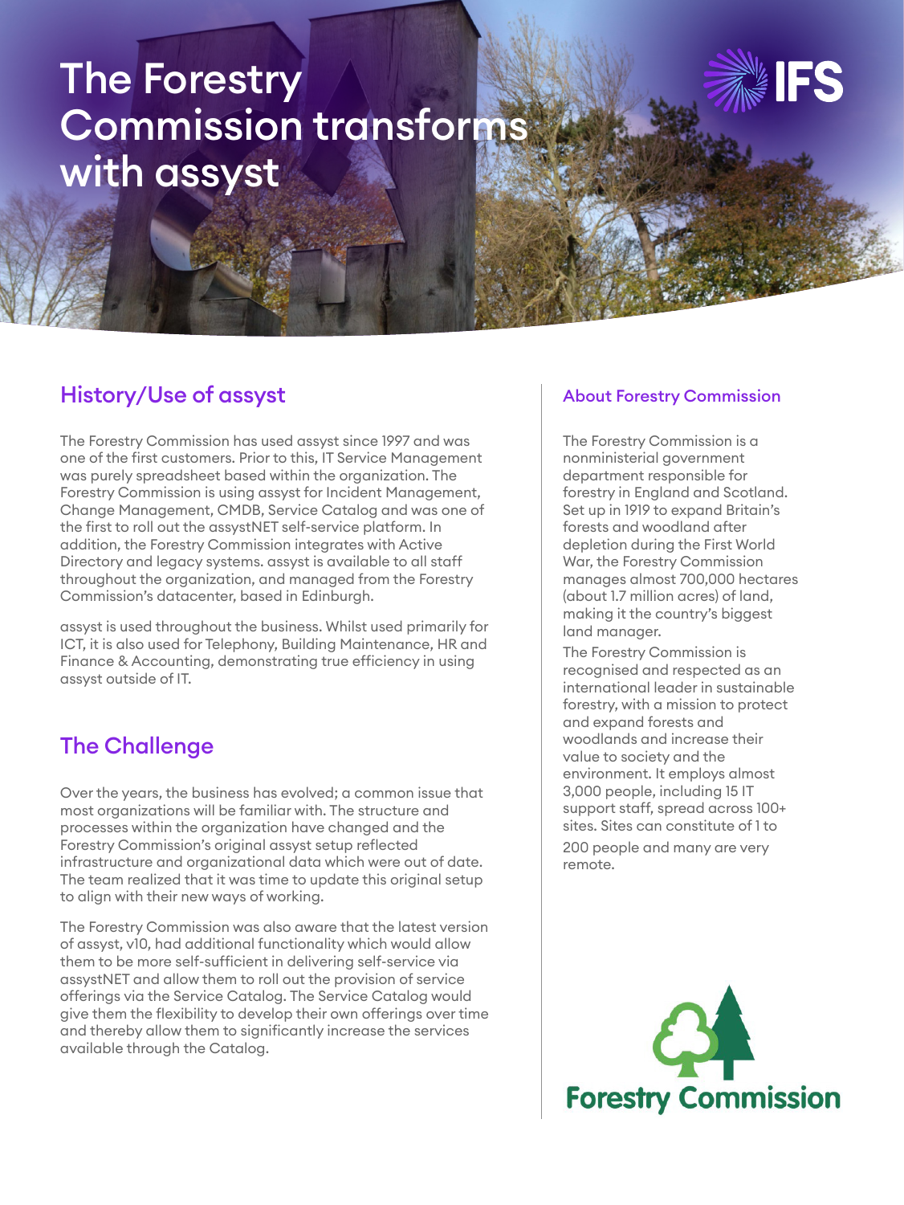# The Forestry Commission transforms with assyst

## History/Use of assyst

The Forestry Commission has used assyst since 1997 and was one of the first customers. Prior to this, IT Service Management was purely spreadsheet based within the organization. The Forestry Commission is using assyst for Incident Management, Change Management, CMDB, Service Catalog and was one of the first to roll out the assystNET self-service platform. In addition, the Forestry Commission integrates with Active Directory and legacy systems. assyst is available to all staff throughout the organization, and managed from the Forestry Commission's datacenter, based in Edinburgh.

assyst is used throughout the business. Whilst used primarily for ICT, it is also used for Telephony, Building Maintenance, HR and Finance & Accounting, demonstrating true efficiency in using assyst outside of IT.

## The Challenge

Over the years, the business has evolved; a common issue that most organizations will be familiar with. The structure and processes within the organization have changed and the Forestry Commission's original assyst setup reflected infrastructure and organizational data which were out of date. The team realized that it was time to update this original setup to align with their new ways of working.

The Forestry Commission was also aware that the latest version of assyst, v10, had additional functionality which would allow them to be more self-sufficient in delivering self-service via assystNET and allow them to roll out the provision of service offerings via the Service Catalog. The Service Catalog would give them the flexibility to develop their own offerings over time and thereby allow them to significantly increase the services available through the Catalog.

### About Forestry Commission

The Forestry Commission is a nonministerial government department responsible for forestry in England and Scotland. Set up in 1919 to expand Britain's forests and woodland after depletion during the First World War, the Forestry Commission manages almost 700,000 hectares (about 1.7 million acres) of land, making it the country's biggest land manager.

The Forestry Commission is recognised and respected as an international leader in sustainable forestry, with a mission to protect and expand forests and woodlands and increase their value to society and the environment. It employs almost 3,000 people, including 15 IT support staff, spread across 100+ sites. Sites can constitute of 1 to 200 people and many are very remote.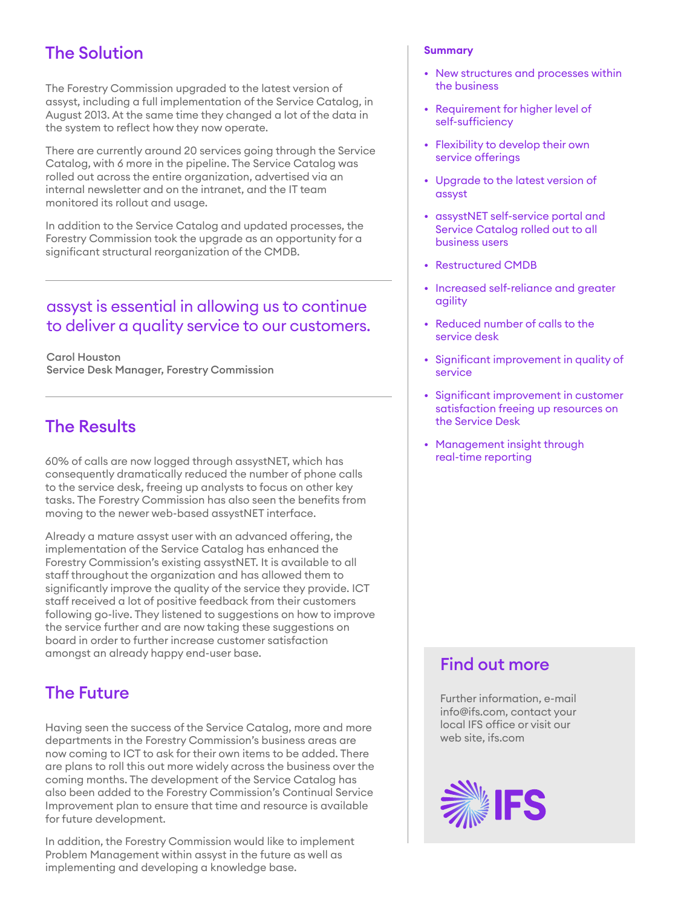## The Solution

The Forestry Commission upgraded to the latest version of assyst, including a full implementation of the Service Catalog, in August 2013. At the same time they changed a lot of the data in the system to reflect how they now operate.

There are currently around 20 services going through the Service Catalog, with 6 more in the pipeline. The Service Catalog was rolled out across the entire organization, advertised via an internal newsletter and on the intranet, and the IT team monitored its rollout and usage.

In addition to the Service Catalog and updated processes, the Forestry Commission took the upgrade as an opportunity for a significant structural reorganization of the CMDB.

> assyst is essential in allowing us to continue to deliver a quality service to our customers.

**Carol Houston**
**Service Desk Manager, Forestry Commission**

## The Results

60% of calls are now logged through assystNET, which has consequently dramatically reduced the number of phone calls to the service desk, freeing up analysts to focus on other key tasks. The Forestry Commission has also seen the benefits from moving to the newer web-based assystNET interface.

Already a mature assyst user with an advanced offering, the implementation of the Service Catalog has enhanced the Forestry Commission's existing assystNET. It is available to all staff throughout the organization and has allowed them to significantly improve the quality of the service they provide. ICT staff received a lot of positive feedback from their customers following go-live. They listened to suggestions on how to improve the service further and are now taking these suggestions on board in order to further increase customer satisfaction amongst an already happy end-user base.

## The Future

Having seen the success of the Service Catalog, more and more departments in the Forestry Commission's business areas are now coming to ICT to ask for their own items to be added. There are plans to roll this out more widely across the business over the coming months. The development of the Service Catalog has also been added to the Forestry Commission's Continual Service Improvement plan to ensure that time and resource is available for future development.

In addition, the Forestry Commission would like to implement Problem Management within assyst in the future as well as implementing and developing a knowledge base.

### Summary

- New structures and processes within the business
- Requirement for higher level of self-sufficiency
- Flexibility to develop their own service offerings
- Upgrade to the latest version of assyst
- assystNET self-service portal and Service Catalog rolled out to all business users
- Restructured CMDB
- Increased self-reliance and greater agility
- Reduced number of calls to the service desk
- Significant improvement in quality of service
- Significant improvement in customer satisfaction freeing up resources on the Service Desk
- Management insight through real-time reporting

## Find out more

Further information, e-mail info@ifs.com, contact your local IFS office or visit our web site, ifs.com

IFS